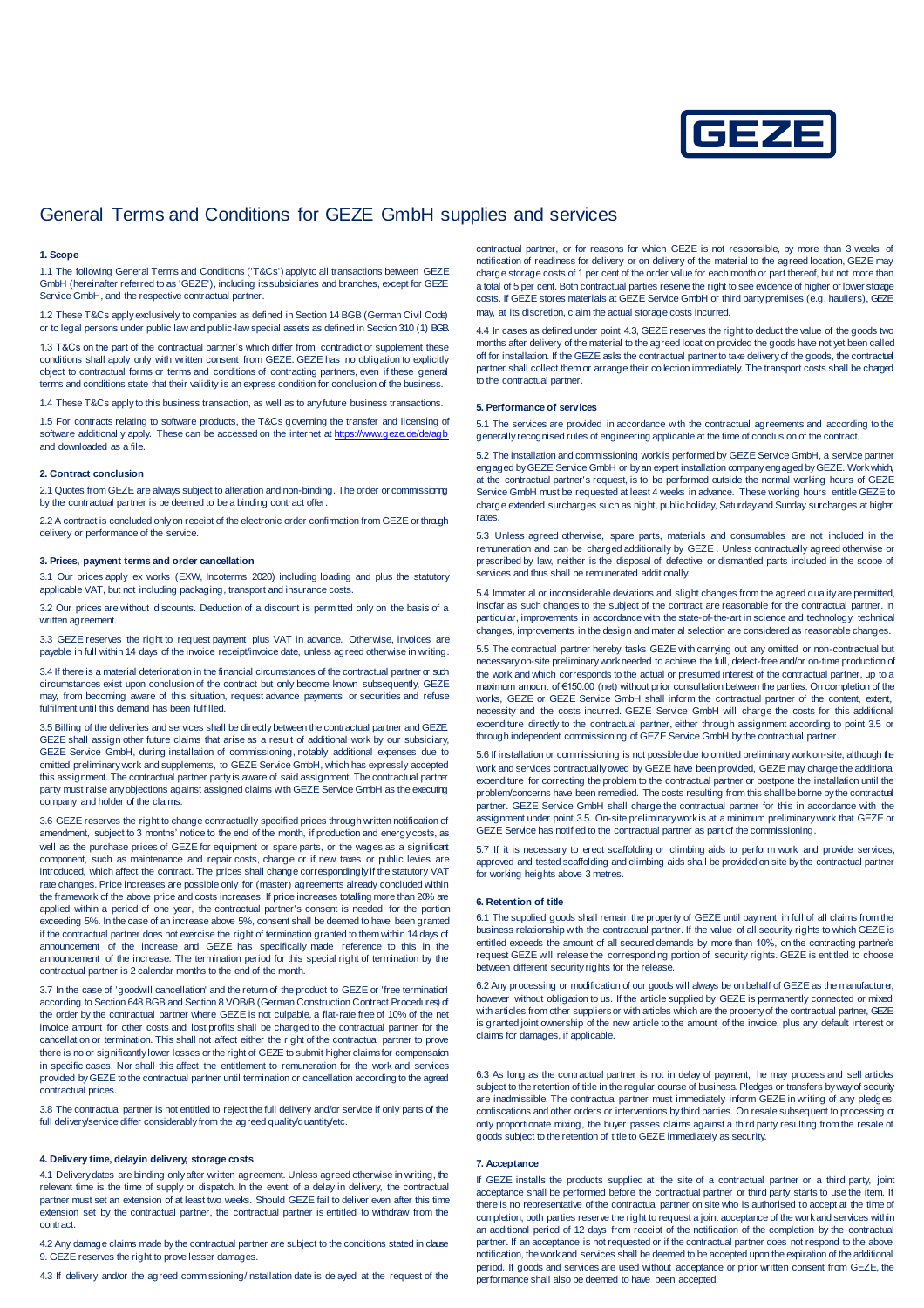# General Terms and Conditions for GEZE GmbH supplies and services

## 1. Scope

1.1 The following General Terms and Conditions ('T&Cs') apply to all transactions between GEZE GmbH (hereinafter referred to as 'GEZE'), including its subsidiaries and branches, except for GEZE Service GmbH, and the respective contractual partner.

1.2 These T&Cs apply exclusively to companies as defined in Section 14 BGB (German Civil Code) or to legal persons under public law and public-law special assets as defined in Section 310 (1) BGB.

1.3 T&Cs on the part of the contractual partner's which differ from, contradict or supplement these conditions shall apply only with written consent from GEZE. GEZE has no obligation to explicitly object to contractual forms or terms and conditions of contracting partners, even if these general terms and conditions state that their validity is an express condition for conclusion of the business.

1.4 These T&Cs apply to this business transaction, as well as to any future business transactions.

1.5 For contracts relating to software products, the T&Cs governing the transfer and licensing of software additionally apply. These can be accessed on the internet at https://www.geze.de/de/agb and downloaded as a file.

## 2. Contract conclusion

2.1 Quotes from GEZE are always subject to alteration and non-binding. The order or commissioning by the contractual partner is be deemed to be a binding contract offer.

2.2 A contract is concluded only on receipt of the electronic order confirmation from GEZE or through delivery or performance of the service.

## 3. Prices, payment terms and order cancellation

3.1 Our prices apply ex works (EXW, Incoterms 2020) including loading and plus the statutory applicable VAT, but not including packaging, transport and insurance costs.

3.2 Our prices are without discounts. Deduction of a discount is permitted only on the basis of a written agreement.

3.3 GEZE reserves the right to request payment plus VAT in advance. Otherwise, invoices are payable in full within 14 days of the invoice receipt/invoice date, unless agreed otherwise in writing.

3.4 If there is a material deterioration in the financial circumstances of the contractual partner or such circumstances exist upon conclusion of the contract but only become known subsequently, GEZE may, from becoming aware of this situation, request advance payments or securities and refuse fulfilment until this demand has been fulfilled.

3.5 Billing of the deliveries and services shall be directly between the contractual partner and GEZE. GEZE shall assign other future claims that arise as a result of additional work by our subsidiary, GEZE Service GmbH, during installation of commissioning, notably additional expenses due to omitted preliminary work and supplements, to GEZE Service GmbH, which has expressly accepted this assignment. The contractual partner party is aware of said assignment. The contractual partner party must raise any objections against assigned claims with GEZE Service GmbH as the executing company and holder of the claims.

3.6 GEZE reserves the right to change contractually specified prices through written notification of amendment, subject to 3 months' notice to the end of the month, if production and energy costs, as well as the purchase prices of GEZE for equipment or spare parts, or the wages as a significant component, such as maintenance and repair costs, change or if new taxes or public levies are introduced, which affect the contract. The prices shall change correspondingly if the statutory VAT rate changes. Price increases are possible only for (master) agreements already concluded within the framework of the above price and cost increases. If price increases totalling more than 20% are applied within a period of one year, the contractual partner's consent is needed for the portion exceeding 5%. In the case of an increase above 5%, consent shall be deemed to have been granted if the contractual partner does not exercise the right of termination granted to them within 14 days of announcement of the increase and GEZE has specifically made reference to this in the announcement of the increase. The termination period for this special right of termination by the contractual partner is 2 calendar months to the end of the month.

3.7 In the case of 'goodwill cancellation' and the return of the product to GEZE or 'free termination' according to Section 648 BGB and Section 8 VOB/B (German Construction Contract Procedures) of the order by the contractual partner where GEZE is not culpable, a flat-rate free of 10% of the net invoice amount for other costs and lost profits shall be charged to the contractual partner for the cancellation or termination. This shall not affect either the right of the contractual partner to prove there is no or significantly lower losses or the right of GEZE to submit higher claims for compensation in specific cases. Nor shall this affect the entitlement to remuneration for the work and services provided by GEZE to the contractual partner until termination or cancellation according to the agreed contractual prices.

3.8 The contractual partner is not entitled to reject the full delivery/and/or service if only parts of the full delivery/service differ considerably from the agreed quality/quantity/etc.

## 4. Delivery time, delay in delivery, storage costs

4.1 Delivery dates are binding only after written agreement. Unless agreed otherwise in writing, the relevant time is the time of supply or dispatch. In the event of a delay in delivery, the contractual partner must set an extension of at least two weeks. Should GEZE fail to deliver even after this time extension set by the contractual partner, the contractual partner is entitled to withdraw from the contract.

4.2 Any damage claims made by the contractual partner are subject to the conditions stated in clause 9. GEZE reserves the right to prove lesser damages.

4.3 If delivery and/or the agreed commissioning/installation date is delayed at the request of the contractual partner, or for reasons for which GEZE is not responsible, by more than 3 weeks of notification of readiness for delivery or on delivery of the material to the agreed location, GEZE may charge storage costs of 1 per cent of the order value for each month or part thereof, but not more than a total of 5 per cent. Both contractual parties reserve the right to see evidence of higher or lower storage costs. If GEZE stores materials at GEZE Service GmbH or third party premises (e.g. hauliers), GEZE may, at its discretion, claim the actual storage costs incurred.

4.4 In cases as defined under point 4.3, GEZE reserves the right to deduct the value of the goods two months after delivery of the material to the agreed location provided the goods have not yet been called off for installation. If the GEZE asks the contractual partner to take delivery of the goods, the contractual partner shall collect them or arrange their collection immediately. The transport costs shall be charged to the contractual partner.

## 5. Performance of services

5.1 The services are provided in accordance with the contractual agreements and according to the generally recognised rules of engineering applicable at the time of conclusion of the contract.

5.2 The installation and commissioning work is performed by GEZE Service GmbH, a service partner engaged by GEZE Service GmbH or by an expert installation company engaged by GEZE. Work which, at the contractual partner's request, is to be performed outside the normal working hours of GEZE Service GmbH must be requested at least 4 weeks in advance. These working hours entitle GEZE to charge extended surcharges such as night, public holiday, Saturday and Sunday surcharges at higher rates.

5.3 Unless agreed otherwise, spare parts, materials and consumables are not included in the remuneration and can be charged additionally by GEZE . Unless contractually agreed otherwise or prescribed by law, neither is the disposal of defective or dismantled parts included in the scope of services and thus shall be remunerated additionally.

5.4 Immaterial or inconsiderable deviations and slight changes from the agreed quality are permitted, insofar as such changes to the subject of the contract are reasonable for the contractual partner. In particular, improvements in accordance with the state-of-the-art in science and technology, technical changes, improvements in the design and material selection are considered as reasonable changes.

5.5 The contractual partner hereby tasks GEZE with carrying out any omitted or non-contractual but necessary on-site preliminary work needed to achieve the full, defect-free and/or on-time production of the work and which corresponds to the actual or presumed interest of the contractual partner, up to a maximum amount of €150.00 (net) without prior consultation between the parties. On completion of the works, GEZE or GEZE Service GmbH shall inform the contractual partner of the content, extent, necessity and the costs incurred. GEZE Service GmbH will charge the costs for this additional expenditure directly to the contractual partner, either through assignment according to point 3.5 or through independent commissioning of GEZE Service GmbH by the contractual partner.

5.6 If installation or commissioning is not possible due to omitted preliminary work on-site, although the work and services contractually owed by GEZE have been provided, GEZE may charge the additional expenditure for correcting the problem to the contractual partner or postpone the installation until the problem/concerns have been remedied. The costs resulting from this shall be borne by the contractual partner. GEZE Service GmbH shall charge the contractual partner for this in accordance with the assignment under point 3.5. On-site preliminary work is at a minimum preliminary work that GEZE or GEZE Service has notified to the contractual partner as part of the commissioning.

5.7 If it is necessary to erect scaffolding or climbing aids to perform work and provide services, approved and tested scaffolding and climbing aids shall be provided on site by the contractual partner for working heights above 3 metres.

## 6. Retention of title

6.1 The supplied goods shall remain the property of GEZE until payment in full of all claims from the business relationship with the contractual partner. If the value of all security rights to which GEZE is entitled exceeds the amount of all secured demands by more than 10%, on the contracting partner's request GEZE will release the corresponding portion of security rights. GEZE is entitled to choose between different security rights for the release.

6.2 Any processing or modification of our goods will always be on behalf of GEZE as the manufacturer, however without obligation to us. If the article supplied by GEZE is permanently connected or mixed with articles from other suppliers or with articles which are the property of the contractual partner, GEZE is granted joint ownership of the new article to the amount of the invoice, plus any default interest or claims for damages, if applicable.

6.3 As long as the contractual partner is not in delay of payment, he may process and sell articles subject to the retention of title in the regular course of business. Pledges or transfers by way of security are inadmissible. The contractual partner must immediately inform GEZE in writing of any pledges, confiscations and other orders or interventions by third parties. On resale subsequent to processing or only proportionate mixing, the buyer passes claims against a third party resulting from the resale of goods subject to the retention of title to GEZE immediately as security.

## 7. Acceptance

If GEZE installs the products supplied at the site of a contractual partner or a third party, joint acceptance shall be performed before the contractual partner or third party starts to use the item. If there is no representative of the contractual partner on site who is authorised to accept at the time of completion, both parties reserve the right to request a joint acceptance of the work and services within an additional period of 12 days from receipt of the notification of the completion by the contractual partner. If an acceptance is not requested or if the contractual partner does not respond to the above notification, the work and services shall be deemed to be accepted upon the expiration of the additional period. If goods and services are used without acceptance or prior written consent from GEZE, the performance shall also be deemed to have been accepted.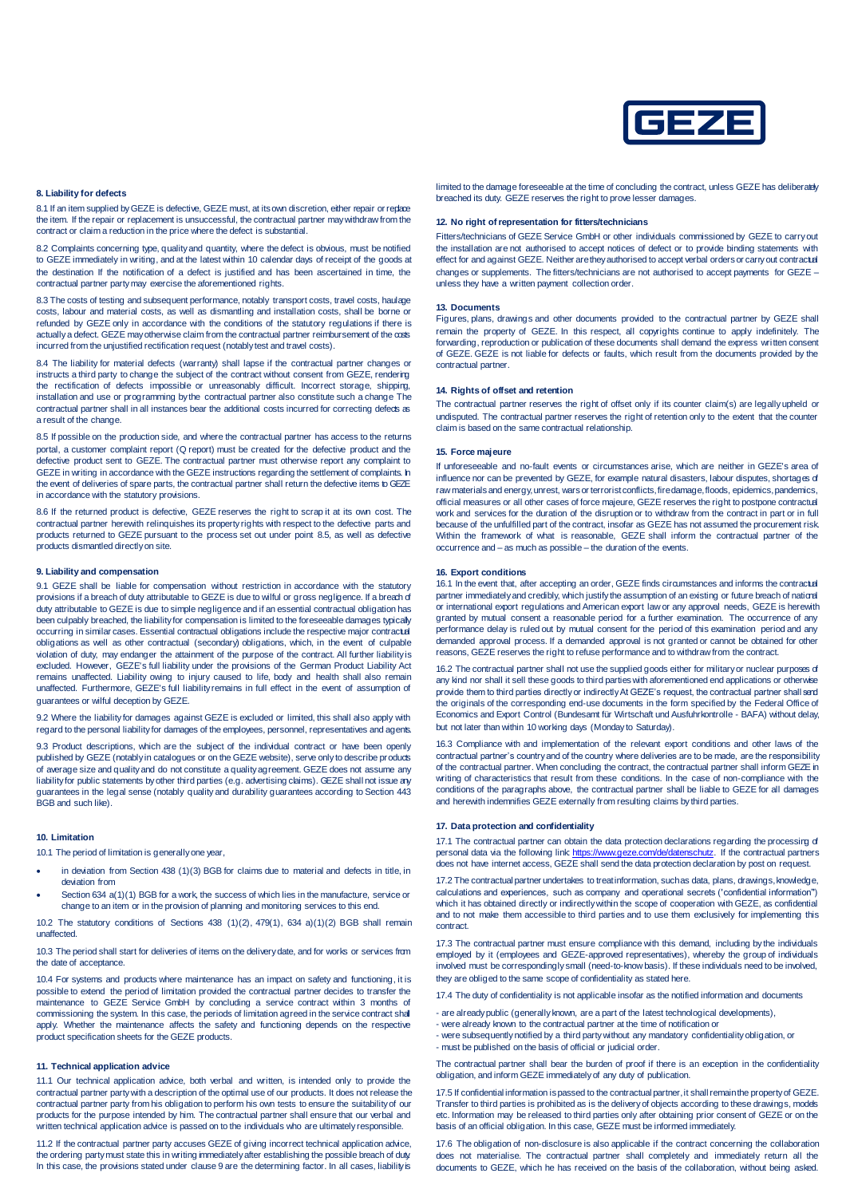### 8. Liability for defects

8.1 If an item supplied by GEZE is defective, GEZE must, at its own discretion, either repair or replace the item. If the repair or replacement is unsuccessful, the contractual partner may withdraw from the contract or claim a reduction in the price where the defect is substantial.

8.2 Complaints concerning type, quality and quantity, where the defect is obvious, must be notified to GEZE immediately in writing, and at the latest within 10 calendar days of receipt of the goods at the destination If the notification of a defect is justified and has been ascertained in time, the contractual partner party may exercise the aforementioned rights.

8.3 The costs of testing and subsequent performance, notably transport costs, travel costs, haulage costs, labour and material costs, as well as dismantling and installation costs, shall be borne or refunded by GEZE only in accordance with the conditions of the statutory regulations if there is actually a defect. GEZE may otherwise claim from the contractual partner reimbursement of the costs incurred from the unjustified rectification request (notably test and travel costs).

8.4 The liability for material defects (warranty) shall lapse if the contractual partner changes or instructs a third party to change the subject of the contract without consent from GEZE, rendering the rectification of defects impossible or unreasonably difficult. Incorrect storage, shipping, installation and use or programming by the contractual partner also constitute such a change The contractual partner shall in all instances bear the additional costs incurred for correcting defects as a result of the change.

8.5 If possible on the production side, and where the contractual partner has access to the returns portal, a customer complaint report (Q report) must be created for the defective product and the defective product sent to GEZE. The contractual partner must otherwise report any complaint to GEZE in writing in accordance with the GEZE instructions regarding the settlement of complaints. In the event of deliveries of spare parts, the contractual partner shall return the defective items to GEZE in accordance with the statutory provisions.

8.6 If the returned product is defective, GEZE reserves the right to scrap it at its own cost. The contractual partner herewith relinquishes its property rights with respect to the defective parts and products returned to GEZE pursuant to the process set out under point 8.5, as well as defective products dismantled directly on site.

### 9. Liability and compensation

9.1 GEZE shall be liable for compensation without restriction in accordance with the statutory provisions if a breach of duty attributable to GEZE is due to wilful or gross negligence. If a breach of duty attributable to GEZE is due to simple negligence and if an essential contractual obligation has been culpably breached, the liability for compensation is limited to the foreseeable damages typically occurring in similar cases. Essential contractual obligations include the respective major contractual obligations as well as other contractual (secondary) obligations, which, in the event of culpable violation of duty, may endanger the attainment of the purpose of the contract. All further liability is excluded. However, GEZE's full liability under the provisions of the German Product Liability Act remains unaffected. Liability owing to injury caused to life, body and health shall also remain unaffected. Furthermore, GEZE's full liability remains in full effect in the event of assumption of guarantees or wilful deception by GEZE.

9.2 Where the liability for damages against GEZE is excluded or limited, this shall also apply with regard to the personal liability for damages of the employees, personnel, representatives and agents.

9.3 Product descriptions, which are the subject of the individual contract or have been openly published by GEZE (notably in catalogues or on the GEZE website), serve only to describe products of average size and quality and do not constitute a quality agreement. GEZE does not assume any liability for public statements by other third parties (e.g. advertising claims). GEZE shall not issue any guarantees in the legal sense (notably quality and durability guarantees according to Section 443 BGB and such like).

### 10. Limitation

10.1 The period of limitation is generally one year,

- in deviation from Section 438 (1)(3) BGB for claims due to material and defects in title, in deviation from
- Section 634 a(1)(1) BGB for a work, the success of which lies in the manufacture, service or change to an item or in the provision of planning and monitoring services to this end.

10.2 The statutory conditions of Sections 438 (1)(2), 479(1), 634 a)(1)(2) BGB shall remain unaffected.

10.3 The period shall start for deliveries of items on the delivery date, and for works or services from the date of acceptance.

10.4 For systems and products where maintenance has an impact on safety and functioning, it is possible to extend the period of limitation provided the contractual partner decides to transfer the maintenance to GEZE Service GmbH by concluding a service contract within 3 months of commissioning the system. In this case, the periods of limitation agreed in the service contract shall apply. Whether the maintenance affects the safety and functioning depends on the respective product specification sheets for the GEZE products.

### 11. Technical application advice

11.1 Our technical application advice, both verbal and written, is intended only to provide the contractual partner party with a description of the optimal use of our products. It does not release the contractual partner party from his obligation to perform his own tests to ensure the suitability of our products for the purpose intended by him. The contractual partner shall ensure that our verbal and written technical application advice is passed on to the individuals who are ultimately responsible.

11.2 If the contractual partner party accuses GEZE of giving incorrect technical application advice, the ordering party must state this in writing immediately after establishing the possible breach of duty. In this case, the provisions stated under clause 9 are the determining factor. In all cases, liability is limited to the damage foreseeable at the time of concluding the contract, unless GEZE has deliberately breached its duty. GEZE reserves the right to prove lesser damages.

### 12. No right of representation for fitters/technicians

Fitters/technicians of GEZE Service GmbH or other individuals commissioned by GEZE to carry out the installation are not authorised to accept notices of defect or to provide binding statements with effect for and against GEZE. Neither are they authorised to accept verbal orders or carry out contractual changes or supplements. The fitters/technicians are not authorised to accept payments for GEZE – unless they have a written payment collection order.

### 13. Documents

Figures, plans, drawings and other documents provided to the contractual partner by GEZE shall remain the property of GEZE. In this respect, all copyrights continue to apply indefinitely. The forwarding, reproduction or publication of these documents shall demand the express written consent of GEZE. GEZE is not liable for defects or faults, which result from the documents provided by the contractual partner.

### 14. Rights of offset and retention

The contractual partner reserves the right of offset only if its counter claim(s) are legally upheld or undisputed. The contractual partner reserves the right of retention only to the extent that the counter claim is based on the same contractual relationship.

### 15. Force majeure

If unforeseeable and no-fault events or circumstances arise, which are neither in GEZE's area of influence nor can be prevented by GEZE, for example natural disasters, labour disputes, shortages of raw materials and energy, unrest, wars or terrorist conflicts, fire damage, floods, epidemics, pandemics, official measures or all other cases of force majeure, GEZE reserves the right to postpone contractual work and services for the duration of the disruption or to withdraw from the contract in part or in full because of the unfulfilled part of the contract, insofar as GEZE has not assumed the procurement risk. Within the framework of what is reasonable, GEZE shall inform the contractual partner of the occurrence and – as much as possible – the duration of the events.

### 16. Export conditions

16.1 In the event that, after accepting an order, GEZE finds circumstances and informs the contractual partner immediately and credibly, which justify the assumption of an existing or future breach of national or international export regulations and American export law or any approval needs, GEZE is herewith granted by mutual consent a reasonable period for a further examination. The occurrence of any performance delay is ruled out by mutual consent for the period of this examination period and any demanded approval process. If a demanded approval is not granted or cannot be obtained for other reasons, GEZE reserves the right to refuse performance and to withdraw from the contract.

16.2 The contractual partner shall not use the supplied goods either for military or nuclear purposes of any kind nor shall it sell these goods to third parties with aforementioned end applications or otherwise provide them to third parties directly or indirectly At GEZE's request, the contractual partner shall send the originals of the corresponding end-use documents in the form specified by the Federal Office of Economics and Export Control (Bundesamt für Wirtschaft und Ausfuhrkontrolle - BAFA) without delay, but not later than within 10 working days (Monday to Saturday).

16.3 Compliance with and implementation of the relevant export conditions and other laws of the contractual partner's country and of the country where deliveries are to be made, are the responsibility of the contractual partner. When concluding the contract, the contractual partner shall inform GEZE in writing of characteristics that result from these conditions. In the case of non-compliance with the conditions of the paragraphs above, the contractual partner shall be liable to GEZE for all damages and herewith indemnifies GEZE externally from resulting claims by third parties.

### 17. Data protection and confidentiality

17.1 The contractual partner can obtain the data protection declarations regarding the processing of personal data via the following link: https://www.geze.com/de/datenschutz. If the contractual partners does not have internet access, GEZE shall send the data protection declaration by post on request.

17.2 The contractual partner undertakes to treat information, such as data, plans, drawings, knowledge, calculations and experiences, such as company and operational secrets ("confidential information") which it has obtained directly or indirectly within the scope of cooperation with GEZE, as confidential and to not make them accessible to third parties and to use them exclusively for implementing this contract.

17.3 The contractual partner must ensure compliance with this demand, including by the individuals employed by it (employees and GEZE-approved representatives), whereby the group of individuals involved must be correspondingly small (need-to-know basis). If these individuals need to be involved, they are obliged to the same scope of confidentiality as stated here.

17.4 The duty of confidentiality is not applicable insofar as the notified information and documents

- are already public (generally known, are a part of the latest technological developments),
- were already known to the contractual partner at the time of notification or
- were subsequently notified by a third party without any mandatory confidentiality obligation, or
- must be published on the basis of official or judicial order.

The contractual partner shall bear the burden of proof if there is an exception in the confidentiality obligation, and inform GEZE immediately of any duty of publication.

17.5 If confidential information is passed to the contractual partner, it shall remain the property of GEZE. Transfer to third parties is prohibited as is the delivery of objects according to these drawings, models etc. Information may be released to third parties only after obtaining prior consent of GEZE or on the basis of an official obligation. In this case, GEZE must be informed immediately.

17.6 The obligation of non-disclosure is also applicable if the contract concerning the collaboration does not materialise. The contractual partner shall completely and immediately return all the documents to GEZE, which he has received on the basis of the collaboration, without being asked.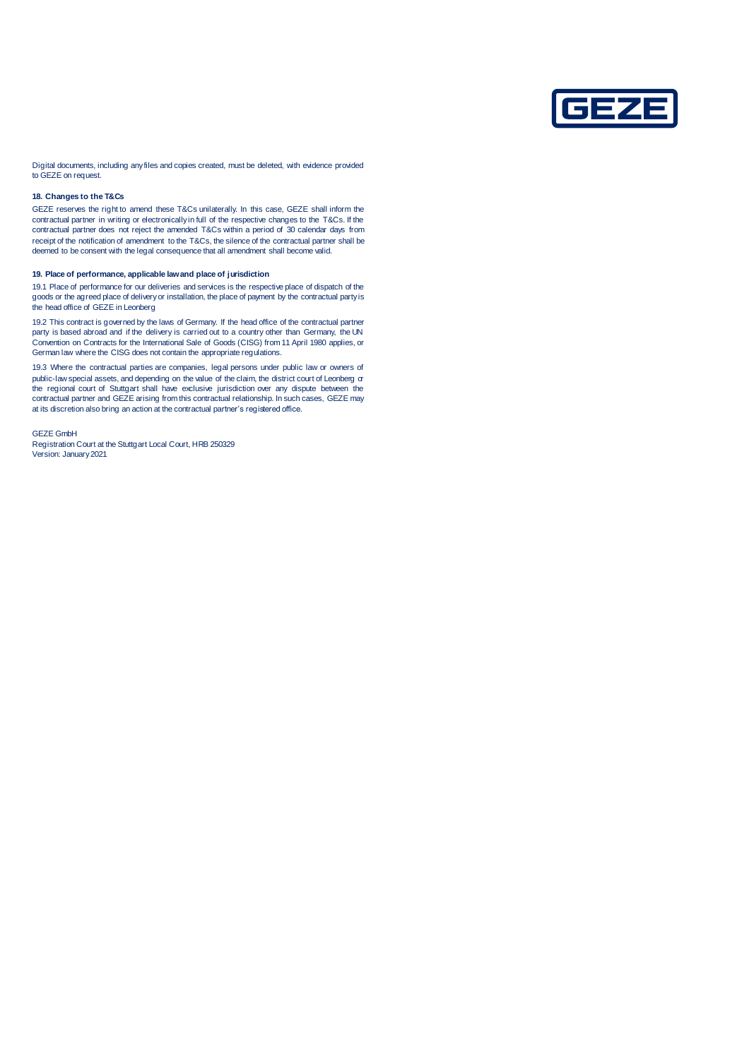Digital documents, including any files and copies created, must be deleted, with evidence provided to GEZE on request.

### 18. Changes to the T&Cs

GEZE reserves the right to amend these T&Cs unilaterally. In this case, GEZE shall inform the contractual partner in writing or electronically in full of the respective changes to the T&Cs. If the contractual partner does not reject the amended T&Cs within a period of 30 calendar days from receipt of the notification of amendment to the T&Cs, the silence of the contractual partner shall be deemed to be consent with the legal consequence that all amendment shall become valid.

### 19. Place of performance, applicable law and place of jurisdiction

19.1 Place of performance for our deliveries and services is the respective place of dispatch of the goods or the agreed place of delivery or installation, the place of payment by the contractual party is the head office of GEZE in Leonberg

19.2 This contract is governed by the laws of Germany. If the head office of the contractual partner party is based abroad and if the delivery is carried out to a country other than Germany, the UN Convention on Contracts for the International Sale of Goods (CISG) from 11 April 1980 applies, or German law where the CISG does not contain the appropriate regulations.

19.3 Where the contractual parties are companies, legal persons under public law or owners of public-law special assets, and depending on the value of the claim, the district court of Leonberg or the regional court of Stuttgart shall have exclusive jurisdiction over any dispute between the contractual partner and GEZE arising from this contractual relationship. In such cases, GEZE may at its discretion also bring an action at the contractual partner's registered office.

GEZE GmbH
Registration Court at the Stuttgart Local Court, HRB 250329
Version: January 2021